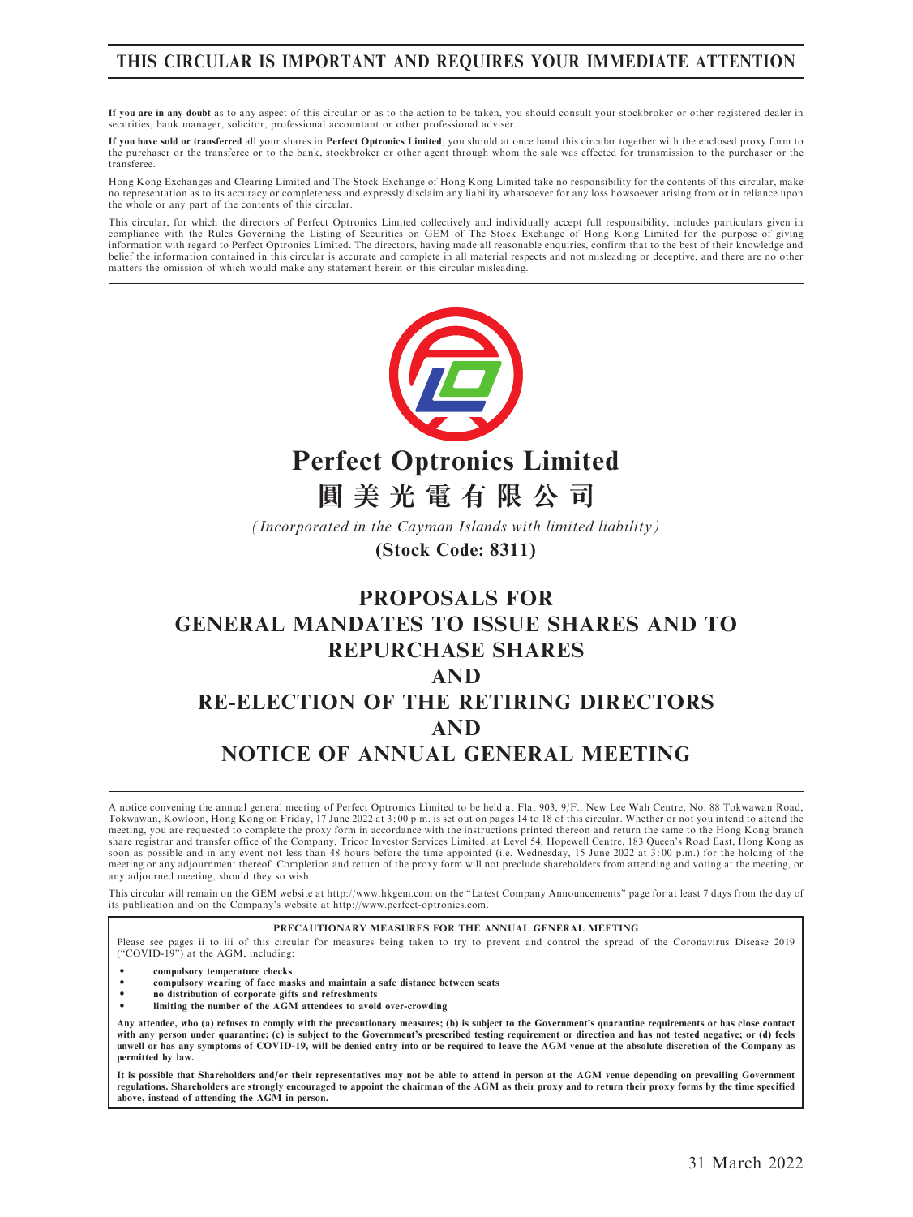# THIS CIRCULAR IS IMPORTANT AND REQUIRES YOUR IMMEDIATE ATTENTION

**If you are in any doubt** as to any aspect of this circular or as to the action to be taken, you should consult your stockbroker or other registered dealer in securities, bank manager, solicitor, professional accountant or other professional adviser.

**If you have sold or transferred** all your shares in **Perfect Optronics Limited**, you should at once hand this circular together with the enclosed proxy form to the purchaser or the transferee or to the bank, stockbroker or other agent through whom the sale was effected for transmission to the purchaser or the transferee.

Hong Kong Exchanges and Clearing Limited and The Stock Exchange of Hong Kong Limited take no responsibility for the contents of this circular, make no representation as to its accuracy or completeness and expressly disclaim any liability whatsoever for any loss howsoever arising from or in reliance upon the whole or any part of the contents of this circular.

This circular, for which the directors of Perfect Optronics Limited collectively and individually accept full responsibility, includes particulars given in compliance with the Rules Governing the Listing of Securities on GEM of The Stock Exchange of Hong Kong Limited for the purpose of giving information with regard to Perfect Optronics Limited. The directors, having made all reasonable enquiries, confirm that to the best of their knowledge and belief the information contained in this circular is accurate and complete in all material respects and not misleading or deceptive, and there are no other matters the omission of which would make any statement herein or this circular misleading.

# Perfect Optronics Limited
# 圓美光電有限公司

*(Incorporated in the Cayman Islands with limited liability)*

**(Stock Code: 8311)**

# PROPOSALS FOR GENERAL MANDATES TO ISSUE SHARES AND TO REPURCHASE SHARES AND RE-ELECTION OF THE RETIRING DIRECTORS AND NOTICE OF ANNUAL GENERAL MEETING

A notice convening the annual general meeting of Perfect Optronics Limited to be held at Flat 903, 9/F., New Lee Wah Centre, No. 88 Tokwawan Road, Tokwawan, Kowloon, Hong Kong on Friday, 17 June 2022 at 3:00 p.m. is set out on pages 14 to 18 of this circular. Whether or not you intend to attend the meeting, you are requested to complete the proxy form in accordance with the instructions printed thereon and return the same to the Hong Kong branch share registrar and transfer office of the Company, Tricor Investor Services Limited, at Level 54, Hopewell Centre, 183 Queen's Road East, Hong Kong as soon as possible and in any event not less than 48 hours before the time appointed (i.e. Wednesday, 15 June 2022 at 3:00 p.m.) for the holding of the meeting or any adjournment thereof. Completion and return of the proxy form will not preclude shareholders from attending and voting at the meeting, or any adjourned meeting, should they so wish.

This circular will remain on the GEM website at http://www.hkgem.com on the "Latest Company Announcements" page for at least 7 days from the day of its publication and on the Company's website at http://www.perfect-optronics.com.

**PRECAUTIONARY MEASURES FOR THE ANNUAL GENERAL MEETING**

Please see pages ii to iii of this circular for measures being taken to try to prevent and control the spread of the Coronavirus Disease 2019 ("COVID-19") at the AGM, including:

- **compulsory temperature checks**
- **compulsory wearing of face masks and maintain a safe distance between seats**
- **no distribution of corporate gifts and refreshments**
- **limiting the number of the AGM attendees to avoid over-crowding**

**Any attendee, who (a) refuses to comply with the precautionary measures; (b) is subject to the Government's quarantine requirements or has close contact with any person under quarantine; (c) is subject to the Government's prescribed testing requirement or direction and has not tested negative; or (d) feels unwell or has any symptoms of COVID-19, will be denied entry into or be required to leave the AGM venue at the absolute discretion of the Company as permitted by law.**

**It is possible that Shareholders and/or their representatives may not be able to attend in person at the AGM venue depending on prevailing Government regulations. Shareholders are strongly encouraged to appoint the chairman of the AGM as their proxy and to return their proxy forms by the time specified above, instead of attending the AGM in person.**

31 March 2022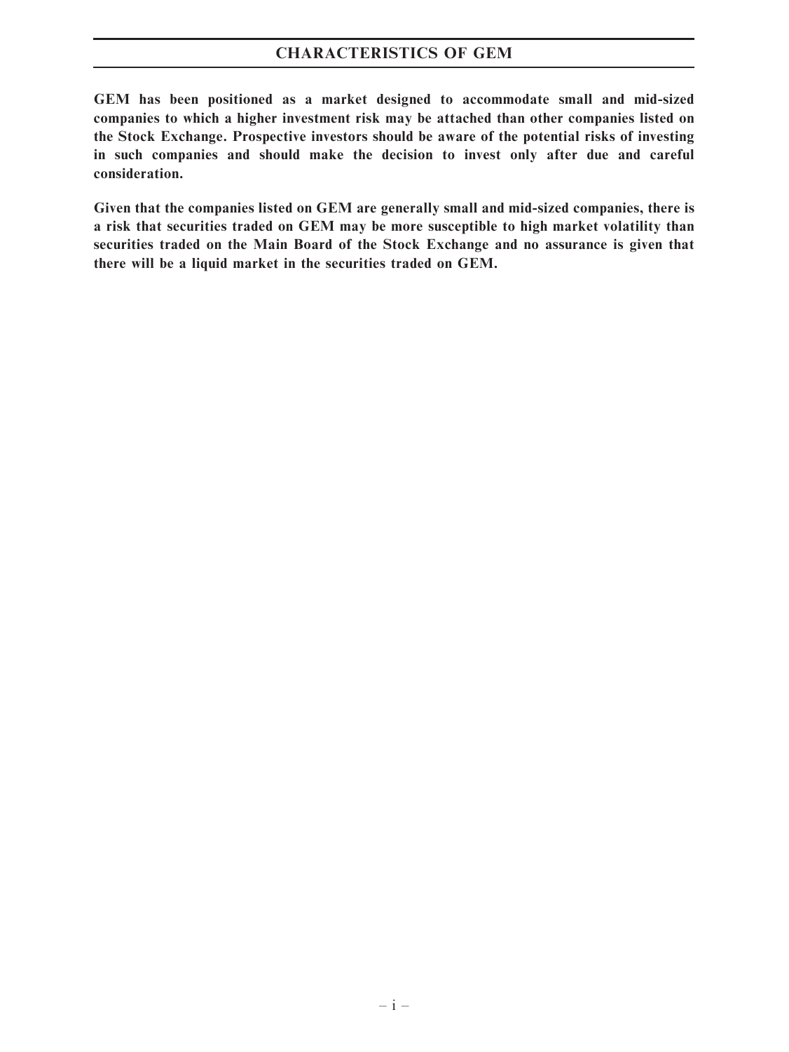# CHARACTERISTICS OF GEM

**GEM has been positioned as a market designed to accommodate small and mid-sized companies to which a higher investment risk may be attached than other companies listed on the Stock Exchange. Prospective investors should be aware of the potential risks of investing in such companies and should make the decision to invest only after due and careful consideration.**

**Given that the companies listed on GEM are generally small and mid-sized companies, there is a risk that securities traded on GEM may be more susceptible to high market volatility than securities traded on the Main Board of the Stock Exchange and no assurance is given that there will be a liquid market in the securities traded on GEM.**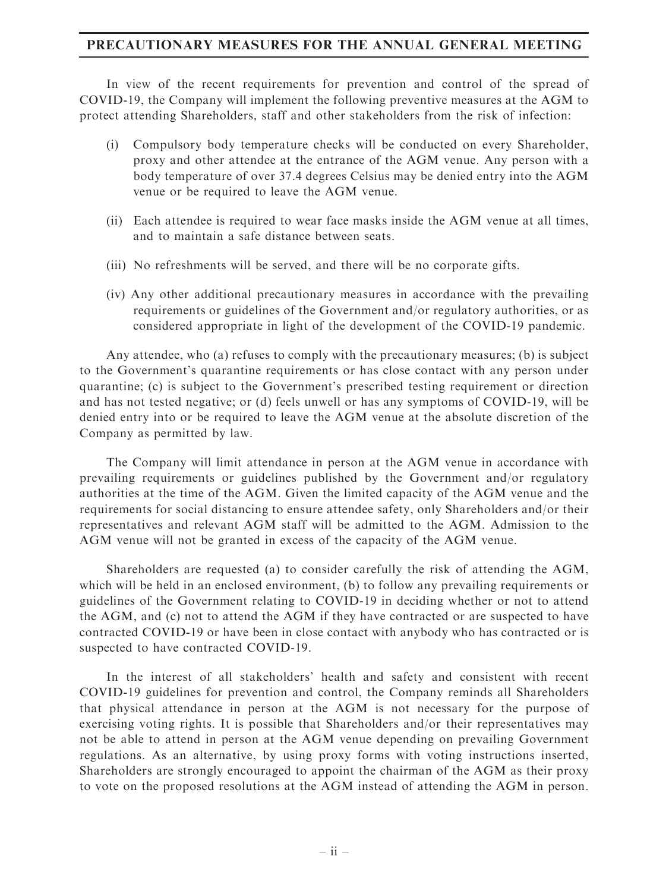# PRECAUTIONARY MEASURES FOR THE ANNUAL GENERAL MEETING

In view of the recent requirements for prevention and control of the spread of COVID-19, the Company will implement the following preventive measures at the AGM to protect attending Shareholders, staff and other stakeholders from the risk of infection:

(i) Compulsory body temperature checks will be conducted on every Shareholder, proxy and other attendee at the entrance of the AGM venue. Any person with a body temperature of over 37.4 degrees Celsius may be denied entry into the AGM venue or be required to leave the AGM venue.

(ii) Each attendee is required to wear face masks inside the AGM venue at all times, and to maintain a safe distance between seats.

(iii) No refreshments will be served, and there will be no corporate gifts.

(iv) Any other additional precautionary measures in accordance with the prevailing requirements or guidelines of the Government and/or regulatory authorities, or as considered appropriate in light of the development of the COVID-19 pandemic.

Any attendee, who (a) refuses to comply with the precautionary measures; (b) is subject to the Government's quarantine requirements or has close contact with any person under quarantine; (c) is subject to the Government's prescribed testing requirement or direction and has not tested negative; or (d) feels unwell or has any symptoms of COVID-19, will be denied entry into or be required to leave the AGM venue at the absolute discretion of the Company as permitted by law.

The Company will limit attendance in person at the AGM venue in accordance with prevailing requirements or guidelines published by the Government and/or regulatory authorities at the time of the AGM. Given the limited capacity of the AGM venue and the requirements for social distancing to ensure attendee safety, only Shareholders and/or their representatives and relevant AGM staff will be admitted to the AGM. Admission to the AGM venue will not be granted in excess of the capacity of the AGM venue.

Shareholders are requested (a) to consider carefully the risk of attending the AGM, which will be held in an enclosed environment, (b) to follow any prevailing requirements or guidelines of the Government relating to COVID-19 in deciding whether or not to attend the AGM, and (c) not to attend the AGM if they have contracted or are suspected to have contracted COVID-19 or have been in close contact with anybody who has contracted or is suspected to have contracted COVID-19.

In the interest of all stakeholders' health and safety and consistent with recent COVID-19 guidelines for prevention and control, the Company reminds all Shareholders that physical attendance in person at the AGM is not necessary for the purpose of exercising voting rights. It is possible that Shareholders and/or their representatives may not be able to attend in person at the AGM venue depending on prevailing Government regulations. As an alternative, by using proxy forms with voting instructions inserted, Shareholders are strongly encouraged to appoint the chairman of the AGM as their proxy to vote on the proposed resolutions at the AGM instead of attending the AGM in person.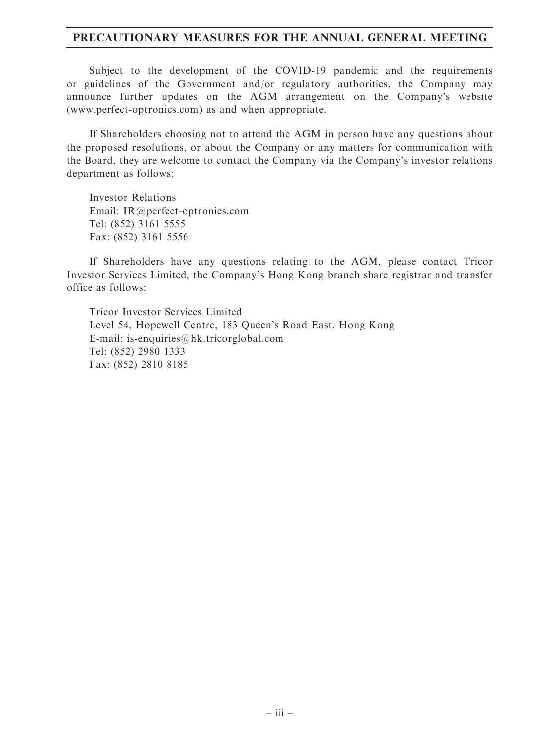## PRECAUTIONARY MEASURES FOR THE ANNUAL GENERAL MEETING

Subject to the development of the COVID-19 pandemic and the requirements or guidelines of the Government and/or regulatory authorities, the Company may announce further updates on the AGM arrangement on the Company's website (www.perfect-optronics.com) as and when appropriate.

If Shareholders choosing not to attend the AGM in person have any questions about the proposed resolutions, or about the Company or any matters for communication with the Board, they are welcome to contact the Company via the Company's investor relations department as follows:

Investor Relations
Email: IR@perfect-optronics.com
Tel: (852) 3161 5555
Fax: (852) 3161 5556

If Shareholders have any questions relating to the AGM, please contact Tricor Investor Services Limited, the Company's Hong Kong branch share registrar and transfer office as follows:

Tricor Investor Services Limited
Level 54, Hopewell Centre, 183 Queen's Road East, Hong Kong
E-mail: is-enquiries@hk.tricorglobal.com
Tel: (852) 2980 1333
Fax: (852) 2810 8185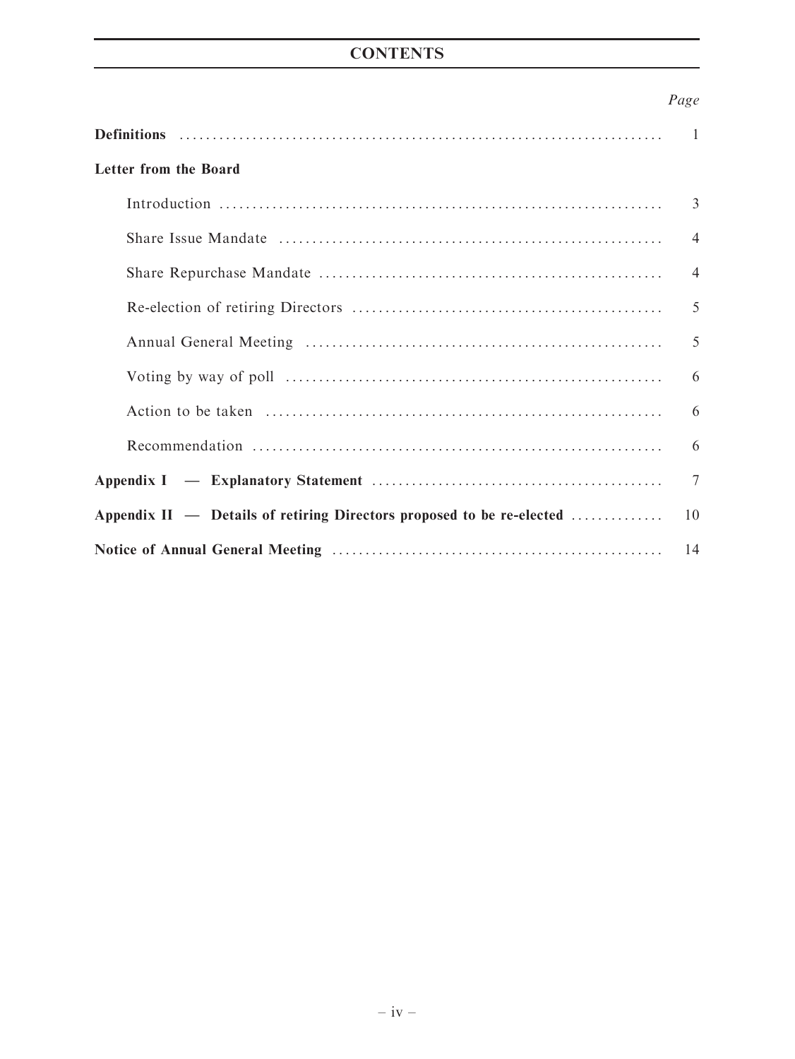# CONTENTS

| | Page |
|---|---|
| **Definitions** | 1 |
| **Letter from the Board** | |
| Introduction | 3 |
| Share Issue Mandate | 4 |
| Share Repurchase Mandate | 4 |
| Re-election of retiring Directors | 5 |
| Annual General Meeting | 5 |
| Voting by way of poll | 6 |
| Action to be taken | 6 |
| Recommendation | 6 |
| **Appendix I — Explanatory Statement** | 7 |
| **Appendix II — Details of retiring Directors proposed to be re-elected** | 10 |
| **Notice of Annual General Meeting** | 14 |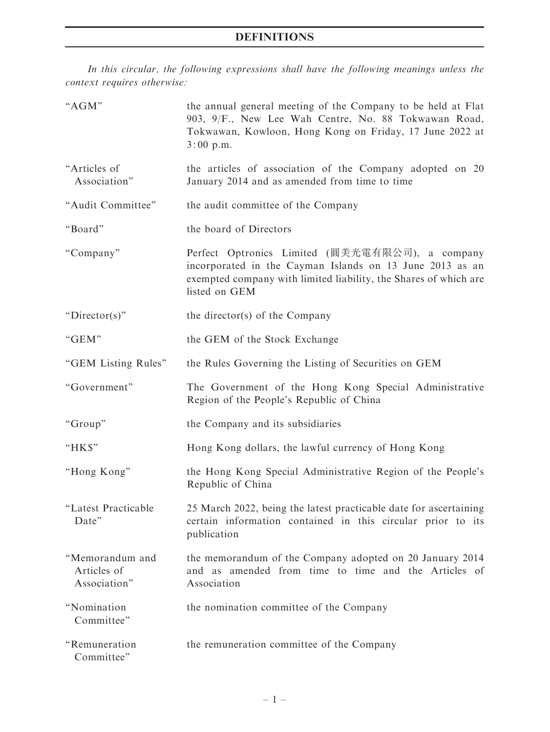# DEFINITIONS

*In this circular, the following expressions shall have the following meanings unless the context requires otherwise:*

| | |
|---|---|
| "AGM" | the annual general meeting of the Company to be held at Flat 903, 9/F., New Lee Wah Centre, No. 88 Tokwawan Road, Tokwawan, Kowloon, Hong Kong on Friday, 17 June 2022 at 3:00 p.m. |
| "Articles of Association" | the articles of association of the Company adopted on 20 January 2014 and as amended from time to time |
| "Audit Committee" | the audit committee of the Company |
| "Board" | the board of Directors |
| "Company" | Perfect Optronics Limited (圓美光電有限公司), a company incorporated in the Cayman Islands on 13 June 2013 as an exempted company with limited liability, the Shares of which are listed on GEM |
| "Director(s)" | the director(s) of the Company |
| "GEM" | the GEM of the Stock Exchange |
| "GEM Listing Rules" | the Rules Governing the Listing of Securities on GEM |
| "Government" | The Government of the Hong Kong Special Administrative Region of the People's Republic of China |
| "Group" | the Company and its subsidiaries |
| "HK$" | Hong Kong dollars, the lawful currency of Hong Kong |
| "Hong Kong" | the Hong Kong Special Administrative Region of the People's Republic of China |
| "Latest Practicable Date" | 25 March 2022, being the latest practicable date for ascertaining certain information contained in this circular prior to its publication |
| "Memorandum and Articles of Association" | the memorandum of the Company adopted on 20 January 2014 and as amended from time to time and the Articles of Association |
| "Nomination Committee" | the nomination committee of the Company |
| "Remuneration Committee" | the remuneration committee of the Company |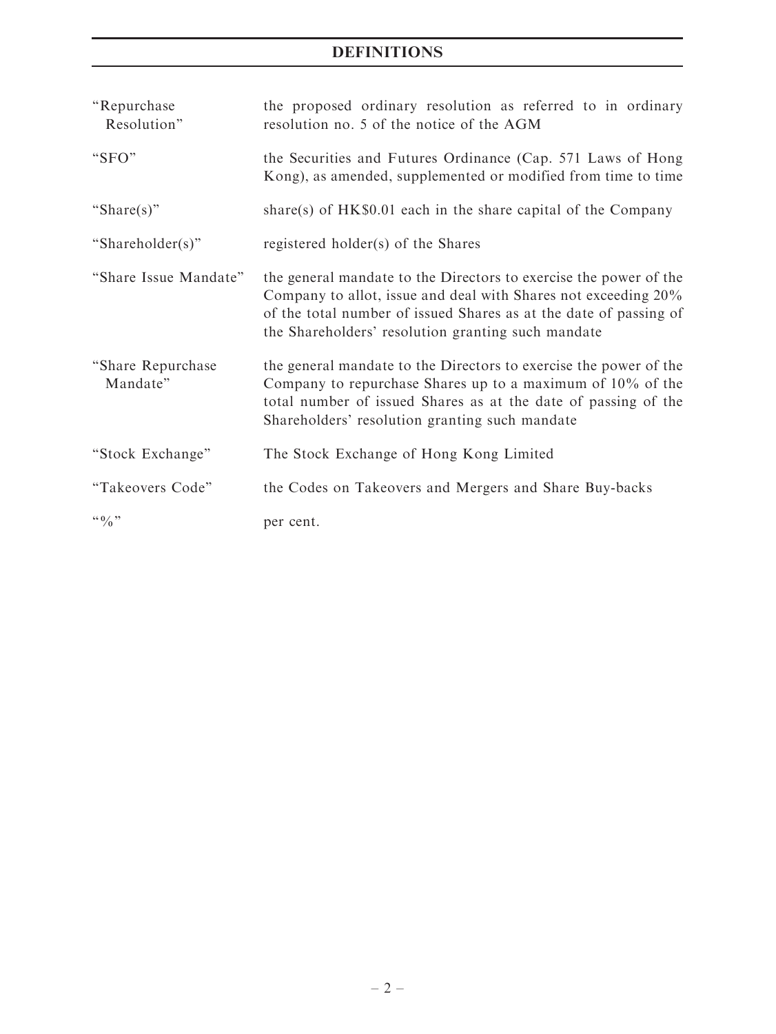# DEFINITIONS

| | |
|---|---|
| "Repurchase Resolution" | the proposed ordinary resolution as referred to in ordinary resolution no. 5 of the notice of the AGM |
| "SFO" | the Securities and Futures Ordinance (Cap. 571 Laws of Hong Kong), as amended, supplemented or modified from time to time |
| "Share(s)" | share(s) of HK$0.01 each in the share capital of the Company |
| "Shareholder(s)" | registered holder(s) of the Shares |
| "Share Issue Mandate" | the general mandate to the Directors to exercise the power of the Company to allot, issue and deal with Shares not exceeding 20% of the total number of issued Shares as at the date of passing of the Shareholders' resolution granting such mandate |
| "Share Repurchase Mandate" | the general mandate to the Directors to exercise the power of the Company to repurchase Shares up to a maximum of 10% of the total number of issued Shares as at the date of passing of the Shareholders' resolution granting such mandate |
| "Stock Exchange" | The Stock Exchange of Hong Kong Limited |
| "Takeovers Code" | the Codes on Takeovers and Mergers and Share Buy-backs |
| "%" | per cent. |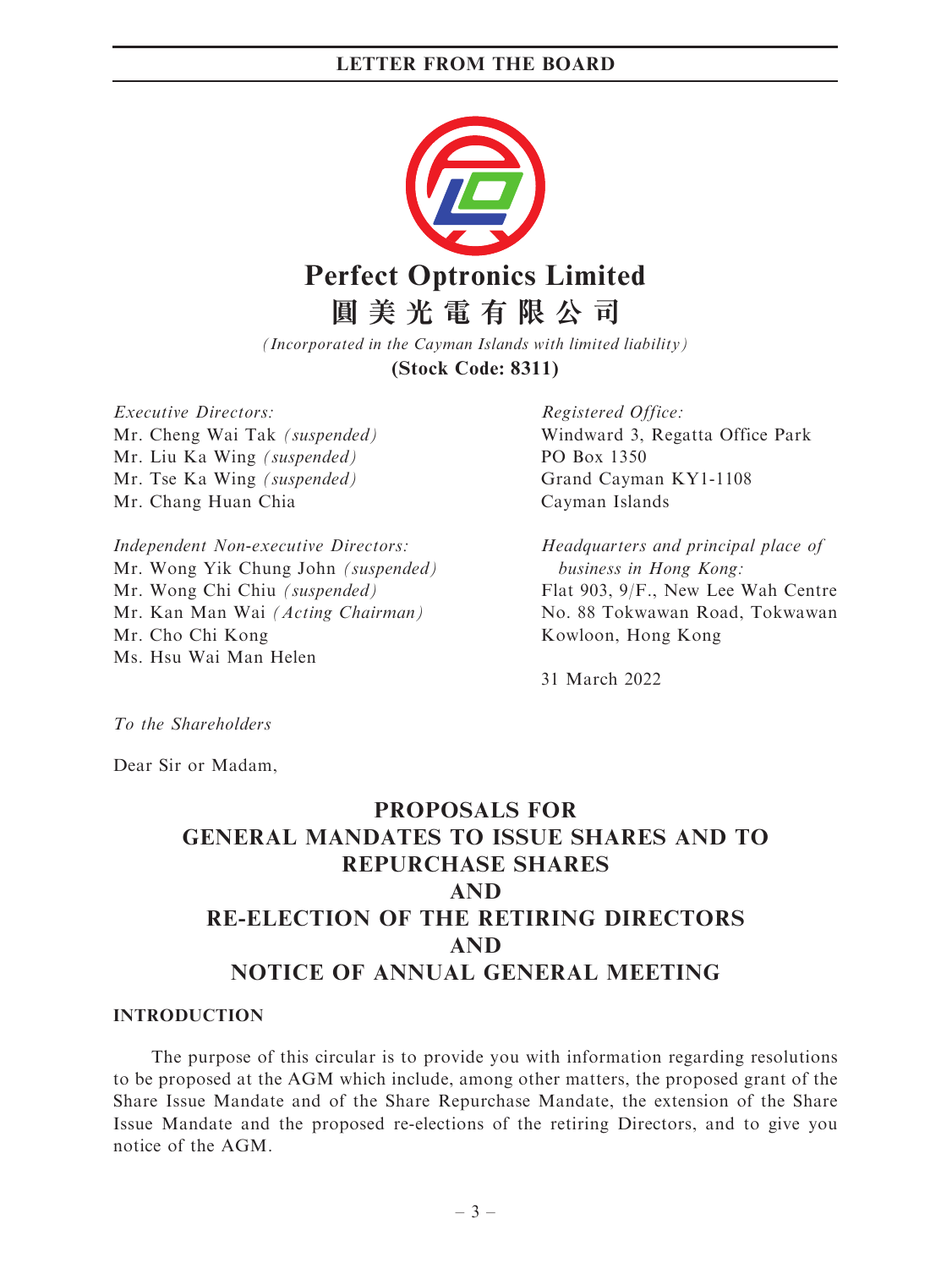# Perfect Optronics Limited

# 圓美光電有限公司

*(Incorporated in the Cayman Islands with limited liability)*

**(Stock Code: 8311)**

*Executive Directors:*
Mr. Cheng Wai Tak *(suspended)*
Mr. Liu Ka Wing *(suspended)*
Mr. Tse Ka Wing *(suspended)*
Mr. Chang Huan Chia

*Independent Non-executive Directors:*
Mr. Wong Yik Chung John *(suspended)*
Mr. Wong Chi Chiu *(suspended)*
Mr. Kan Man Wai *(Acting Chairman)*
Mr. Cho Chi Kong
Ms. Hsu Wai Man Helen

*Registered Office:*
Windward 3, Regatta Office Park
PO Box 1350
Grand Cayman KY1-1108
Cayman Islands

*Headquarters and principal place of business in Hong Kong:*
Flat 903, 9/F., New Lee Wah Centre
No. 88 Tokwawan Road, Tokwawan
Kowloon, Hong Kong

31 March 2022

*To the Shareholders*

Dear Sir or Madam,

## PROPOSALS FOR GENERAL MANDATES TO ISSUE SHARES AND TO REPURCHASE SHARES AND RE-ELECTION OF THE RETIRING DIRECTORS AND NOTICE OF ANNUAL GENERAL MEETING

### INTRODUCTION

The purpose of this circular is to provide you with information regarding resolutions to be proposed at the AGM which include, among other matters, the proposed grant of the Share Issue Mandate and of the Share Repurchase Mandate, the extension of the Share Issue Mandate and the proposed re-elections of the retiring Directors, and to give you notice of the AGM.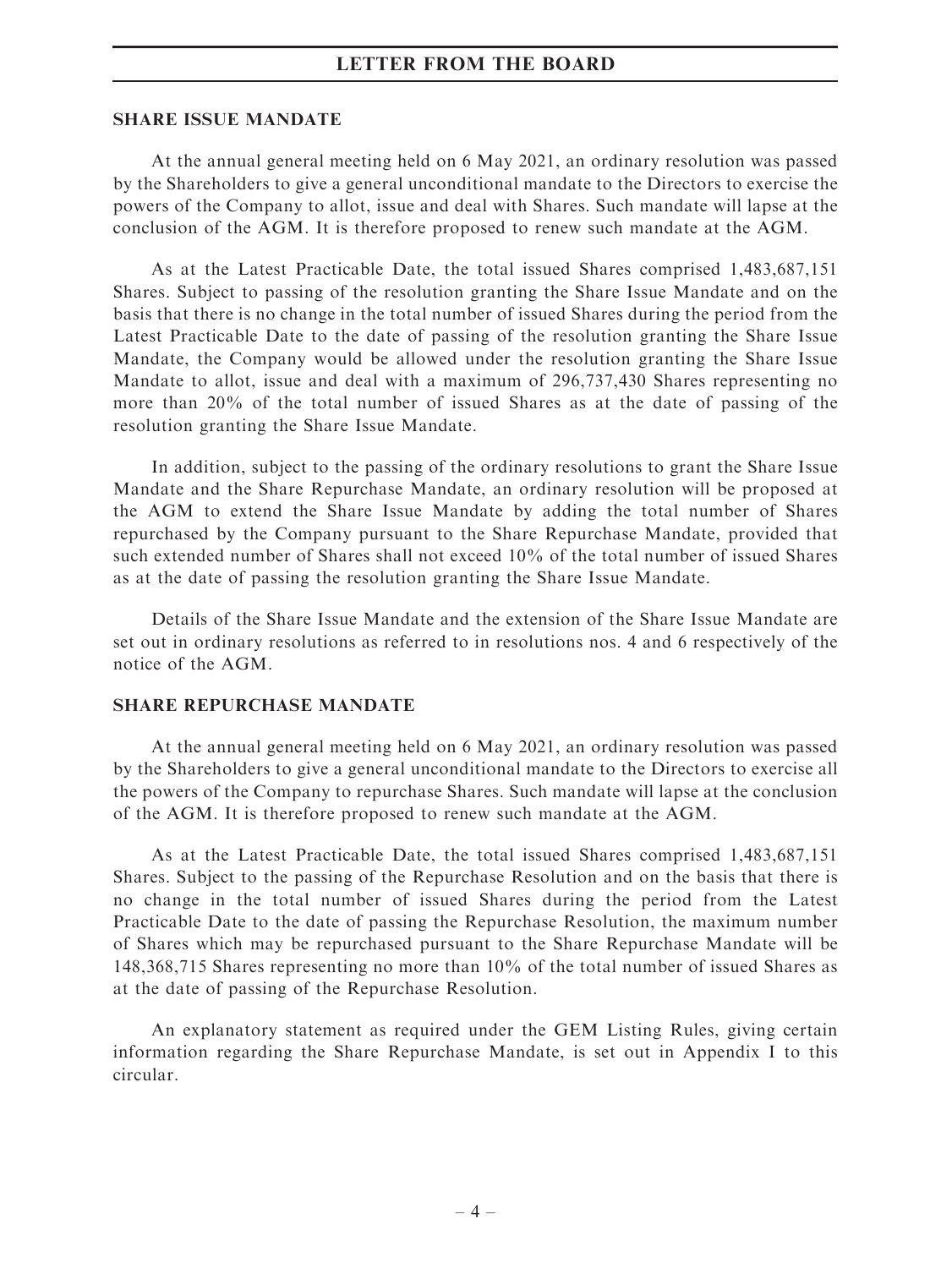## SHARE ISSUE MANDATE

At the annual general meeting held on 6 May 2021, an ordinary resolution was passed by the Shareholders to give a general unconditional mandate to the Directors to exercise the powers of the Company to allot, issue and deal with Shares. Such mandate will lapse at the conclusion of the AGM. It is therefore proposed to renew such mandate at the AGM.

As at the Latest Practicable Date, the total issued Shares comprised 1,483,687,151 Shares. Subject to passing of the resolution granting the Share Issue Mandate and on the basis that there is no change in the total number of issued Shares during the period from the Latest Practicable Date to the date of passing of the resolution granting the Share Issue Mandate, the Company would be allowed under the resolution granting the Share Issue Mandate to allot, issue and deal with a maximum of 296,737,430 Shares representing no more than 20% of the total number of issued Shares as at the date of passing of the resolution granting the Share Issue Mandate.

In addition, subject to the passing of the ordinary resolutions to grant the Share Issue Mandate and the Share Repurchase Mandate, an ordinary resolution will be proposed at the AGM to extend the Share Issue Mandate by adding the total number of Shares repurchased by the Company pursuant to the Share Repurchase Mandate, provided that such extended number of Shares shall not exceed 10% of the total number of issued Shares as at the date of passing the resolution granting the Share Issue Mandate.

Details of the Share Issue Mandate and the extension of the Share Issue Mandate are set out in ordinary resolutions as referred to in resolutions nos. 4 and 6 respectively of the notice of the AGM.

## SHARE REPURCHASE MANDATE

At the annual general meeting held on 6 May 2021, an ordinary resolution was passed by the Shareholders to give a general unconditional mandate to the Directors to exercise all the powers of the Company to repurchase Shares. Such mandate will lapse at the conclusion of the AGM. It is therefore proposed to renew such mandate at the AGM.

As at the Latest Practicable Date, the total issued Shares comprised 1,483,687,151 Shares. Subject to the passing of the Repurchase Resolution and on the basis that there is no change in the total number of issued Shares during the period from the Latest Practicable Date to the date of passing the Repurchase Resolution, the maximum number of Shares which may be repurchased pursuant to the Share Repurchase Mandate will be 148,368,715 Shares representing no more than 10% of the total number of issued Shares as at the date of passing of the Repurchase Resolution.

An explanatory statement as required under the GEM Listing Rules, giving certain information regarding the Share Repurchase Mandate, is set out in Appendix I to this circular.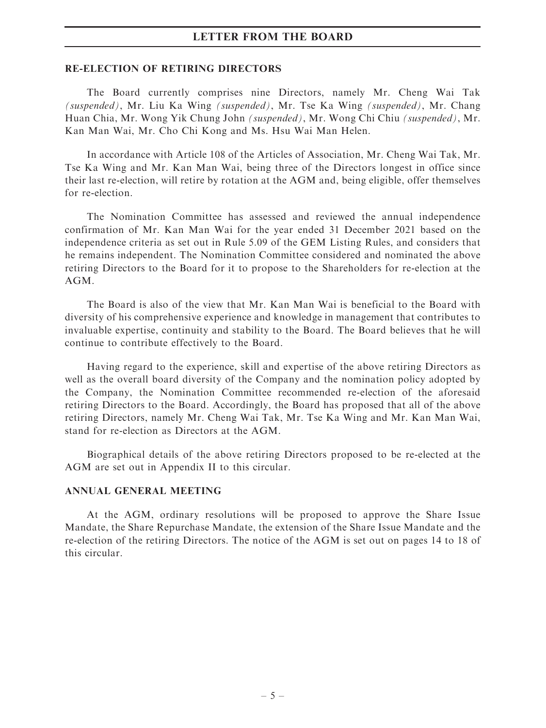## RE-ELECTION OF RETIRING DIRECTORS

The Board currently comprises nine Directors, namely Mr. Cheng Wai Tak *(suspended)*, Mr. Liu Ka Wing *(suspended)*, Mr. Tse Ka Wing *(suspended)*, Mr. Chang Huan Chia, Mr. Wong Yik Chung John *(suspended)*, Mr. Wong Chi Chiu *(suspended)*, Mr. Kan Man Wai, Mr. Cho Chi Kong and Ms. Hsu Wai Man Helen.

In accordance with Article 108 of the Articles of Association, Mr. Cheng Wai Tak, Mr. Tse Ka Wing and Mr. Kan Man Wai, being three of the Directors longest in office since their last re-election, will retire by rotation at the AGM and, being eligible, offer themselves for re-election.

The Nomination Committee has assessed and reviewed the annual independence confirmation of Mr. Kan Man Wai for the year ended 31 December 2021 based on the independence criteria as set out in Rule 5.09 of the GEM Listing Rules, and considers that he remains independent. The Nomination Committee considered and nominated the above retiring Directors to the Board for it to propose to the Shareholders for re-election at the AGM.

The Board is also of the view that Mr. Kan Man Wai is beneficial to the Board with diversity of his comprehensive experience and knowledge in management that contributes to invaluable expertise, continuity and stability to the Board. The Board believes that he will continue to contribute effectively to the Board.

Having regard to the experience, skill and expertise of the above retiring Directors as well as the overall board diversity of the Company and the nomination policy adopted by the Company, the Nomination Committee recommended re-election of the aforesaid retiring Directors to the Board. Accordingly, the Board has proposed that all of the above retiring Directors, namely Mr. Cheng Wai Tak, Mr. Tse Ka Wing and Mr. Kan Man Wai, stand for re-election as Directors at the AGM.

Biographical details of the above retiring Directors proposed to be re-elected at the AGM are set out in Appendix II to this circular.

## ANNUAL GENERAL MEETING

At the AGM, ordinary resolutions will be proposed to approve the Share Issue Mandate, the Share Repurchase Mandate, the extension of the Share Issue Mandate and the re-election of the retiring Directors. The notice of the AGM is set out on pages 14 to 18 of this circular.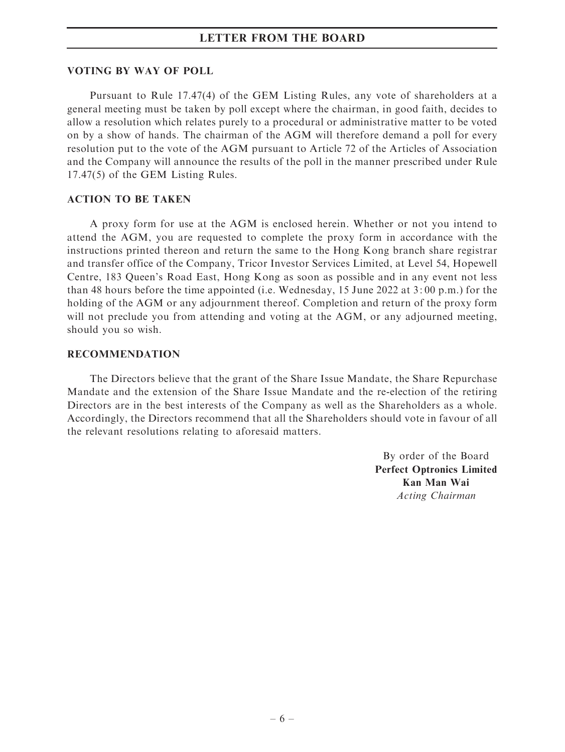## VOTING BY WAY OF POLL

Pursuant to Rule 17.47(4) of the GEM Listing Rules, any vote of shareholders at a general meeting must be taken by poll except where the chairman, in good faith, decides to allow a resolution which relates purely to a procedural or administrative matter to be voted on by a show of hands. The chairman of the AGM will therefore demand a poll for every resolution put to the vote of the AGM pursuant to Article 72 of the Articles of Association and the Company will announce the results of the poll in the manner prescribed under Rule 17.47(5) of the GEM Listing Rules.

## ACTION TO BE TAKEN

A proxy form for use at the AGM is enclosed herein. Whether or not you intend to attend the AGM, you are requested to complete the proxy form in accordance with the instructions printed thereon and return the same to the Hong Kong branch share registrar and transfer office of the Company, Tricor Investor Services Limited, at Level 54, Hopewell Centre, 183 Queen's Road East, Hong Kong as soon as possible and in any event not less than 48 hours before the time appointed (i.e. Wednesday, 15 June 2022 at 3:00 p.m.) for the holding of the AGM or any adjournment thereof. Completion and return of the proxy form will not preclude you from attending and voting at the AGM, or any adjourned meeting, should you so wish.

## RECOMMENDATION

The Directors believe that the grant of the Share Issue Mandate, the Share Repurchase Mandate and the extension of the Share Issue Mandate and the re-election of the retiring Directors are in the best interests of the Company as well as the Shareholders as a whole. Accordingly, the Directors recommend that all the Shareholders should vote in favour of all the relevant resolutions relating to aforesaid matters.

By order of the Board
**Perfect Optronics Limited**
**Kan Man Wai**
*Acting Chairman*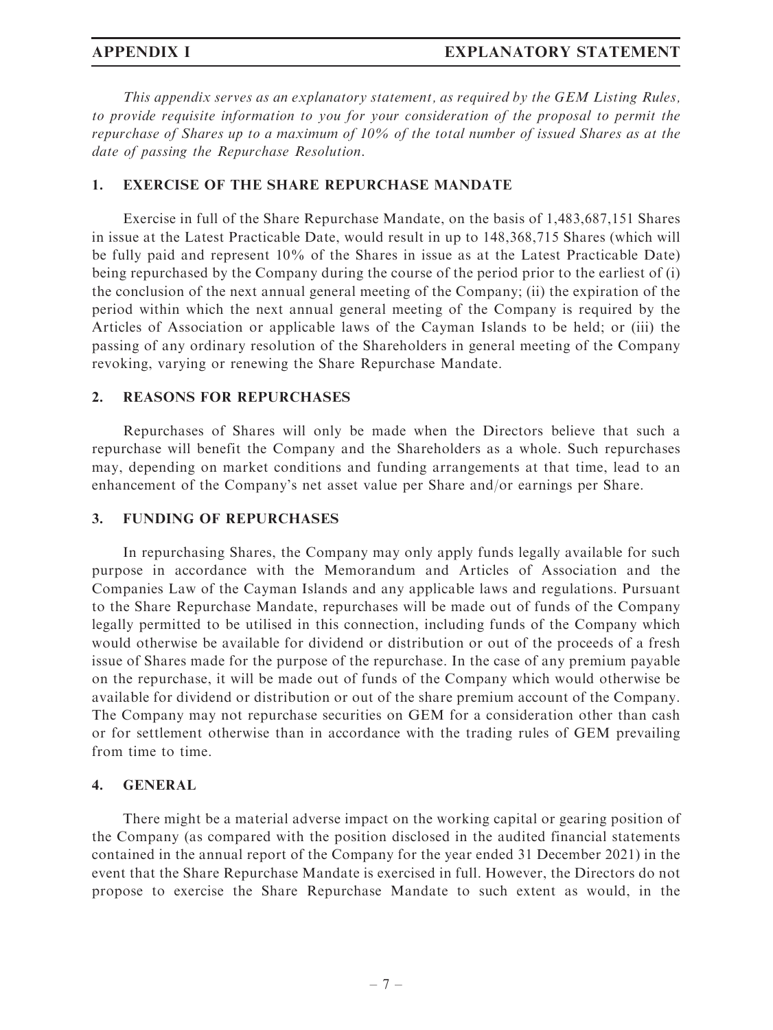## APPENDIX I EXPLANATORY STATEMENT

*This appendix serves as an explanatory statement, as required by the GEM Listing Rules, to provide requisite information to you for your consideration of the proposal to permit the repurchase of Shares up to a maximum of 10% of the total number of issued Shares as at the date of passing the Repurchase Resolution.*

### 1. EXERCISE OF THE SHARE REPURCHASE MANDATE

Exercise in full of the Share Repurchase Mandate, on the basis of 1,483,687,151 Shares in issue at the Latest Practicable Date, would result in up to 148,368,715 Shares (which will be fully paid and represent 10% of the Shares in issue as at the Latest Practicable Date) being repurchased by the Company during the course of the period prior to the earliest of (i) the conclusion of the next annual general meeting of the Company; (ii) the expiration of the period within which the next annual general meeting of the Company is required by the Articles of Association or applicable laws of the Cayman Islands to be held; or (iii) the passing of any ordinary resolution of the Shareholders in general meeting of the Company revoking, varying or renewing the Share Repurchase Mandate.

### 2. REASONS FOR REPURCHASES

Repurchases of Shares will only be made when the Directors believe that such a repurchase will benefit the Company and the Shareholders as a whole. Such repurchases may, depending on market conditions and funding arrangements at that time, lead to an enhancement of the Company's net asset value per Share and/or earnings per Share.

### 3. FUNDING OF REPURCHASES

In repurchasing Shares, the Company may only apply funds legally available for such purpose in accordance with the Memorandum and Articles of Association and the Companies Law of the Cayman Islands and any applicable laws and regulations. Pursuant to the Share Repurchase Mandate, repurchases will be made out of funds of the Company legally permitted to be utilised in this connection, including funds of the Company which would otherwise be available for dividend or distribution or out of the proceeds of a fresh issue of Shares made for the purpose of the repurchase. In the case of any premium payable on the repurchase, it will be made out of funds of the Company which would otherwise be available for dividend or distribution or out of the share premium account of the Company. The Company may not repurchase securities on GEM for a consideration other than cash or for settlement otherwise than in accordance with the trading rules of GEM prevailing from time to time.

### 4. GENERAL

There might be a material adverse impact on the working capital or gearing position of the Company (as compared with the position disclosed in the audited financial statements contained in the annual report of the Company for the year ended 31 December 2021) in the event that the Share Repurchase Mandate is exercised in full. However, the Directors do not propose to exercise the Share Repurchase Mandate to such extent as would, in the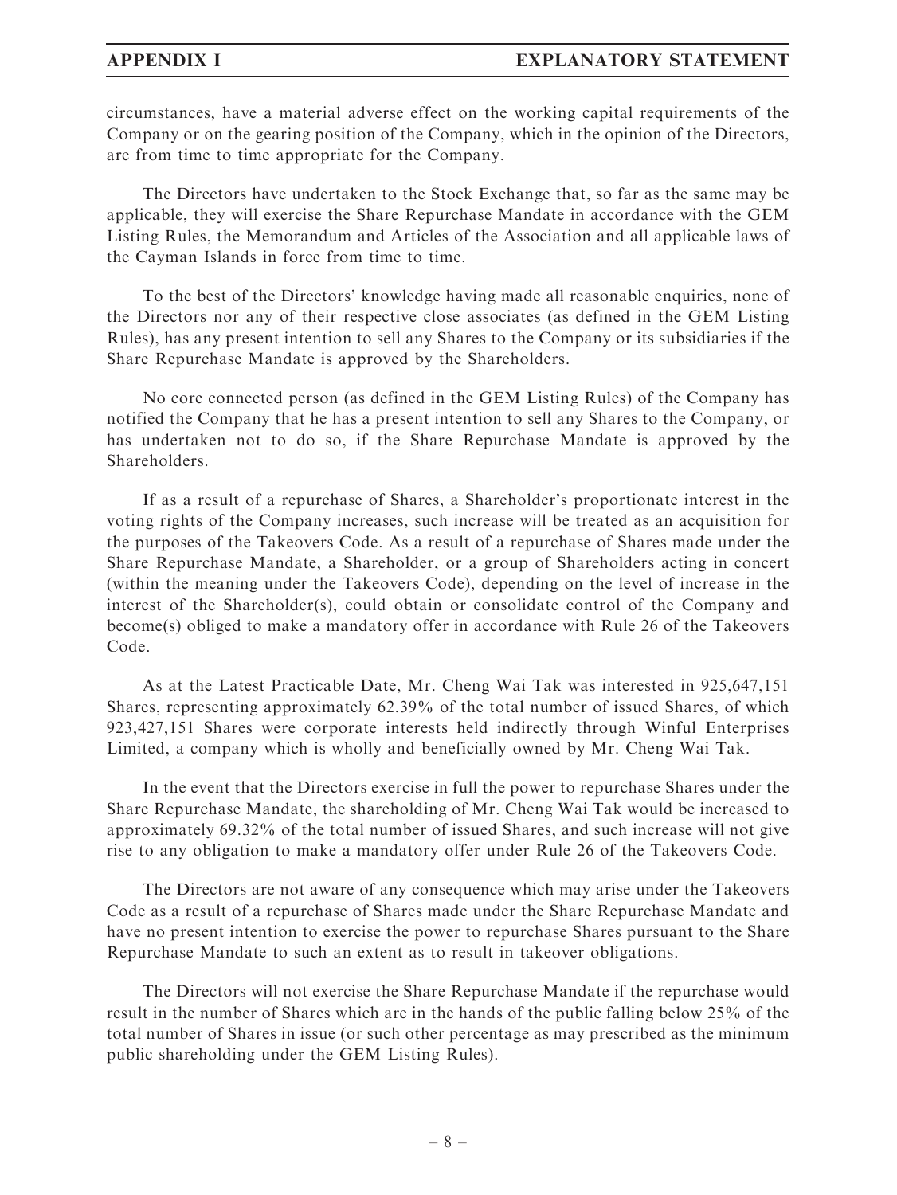circumstances, have a material adverse effect on the working capital requirements of the Company or on the gearing position of the Company, which in the opinion of the Directors, are from time to time appropriate for the Company.

The Directors have undertaken to the Stock Exchange that, so far as the same may be applicable, they will exercise the Share Repurchase Mandate in accordance with the GEM Listing Rules, the Memorandum and Articles of the Association and all applicable laws of the Cayman Islands in force from time to time.

To the best of the Directors' knowledge having made all reasonable enquiries, none of the Directors nor any of their respective close associates (as defined in the GEM Listing Rules), has any present intention to sell any Shares to the Company or its subsidiaries if the Share Repurchase Mandate is approved by the Shareholders.

No core connected person (as defined in the GEM Listing Rules) of the Company has notified the Company that he has a present intention to sell any Shares to the Company, or has undertaken not to do so, if the Share Repurchase Mandate is approved by the Shareholders.

If as a result of a repurchase of Shares, a Shareholder's proportionate interest in the voting rights of the Company increases, such increase will be treated as an acquisition for the purposes of the Takeovers Code. As a result of a repurchase of Shares made under the Share Repurchase Mandate, a Shareholder, or a group of Shareholders acting in concert (within the meaning under the Takeovers Code), depending on the level of increase in the interest of the Shareholder(s), could obtain or consolidate control of the Company and become(s) obliged to make a mandatory offer in accordance with Rule 26 of the Takeovers Code.

As at the Latest Practicable Date, Mr. Cheng Wai Tak was interested in 925,647,151 Shares, representing approximately 62.39% of the total number of issued Shares, of which 923,427,151 Shares were corporate interests held indirectly through Winful Enterprises Limited, a company which is wholly and beneficially owned by Mr. Cheng Wai Tak.

In the event that the Directors exercise in full the power to repurchase Shares under the Share Repurchase Mandate, the shareholding of Mr. Cheng Wai Tak would be increased to approximately 69.32% of the total number of issued Shares, and such increase will not give rise to any obligation to make a mandatory offer under Rule 26 of the Takeovers Code.

The Directors are not aware of any consequence which may arise under the Takeovers Code as a result of a repurchase of Shares made under the Share Repurchase Mandate and have no present intention to exercise the power to repurchase Shares pursuant to the Share Repurchase Mandate to such an extent as to result in takeover obligations.

The Directors will not exercise the Share Repurchase Mandate if the repurchase would result in the number of Shares which are in the hands of the public falling below 25% of the total number of Shares in issue (or such other percentage as may prescribed as the minimum public shareholding under the GEM Listing Rules).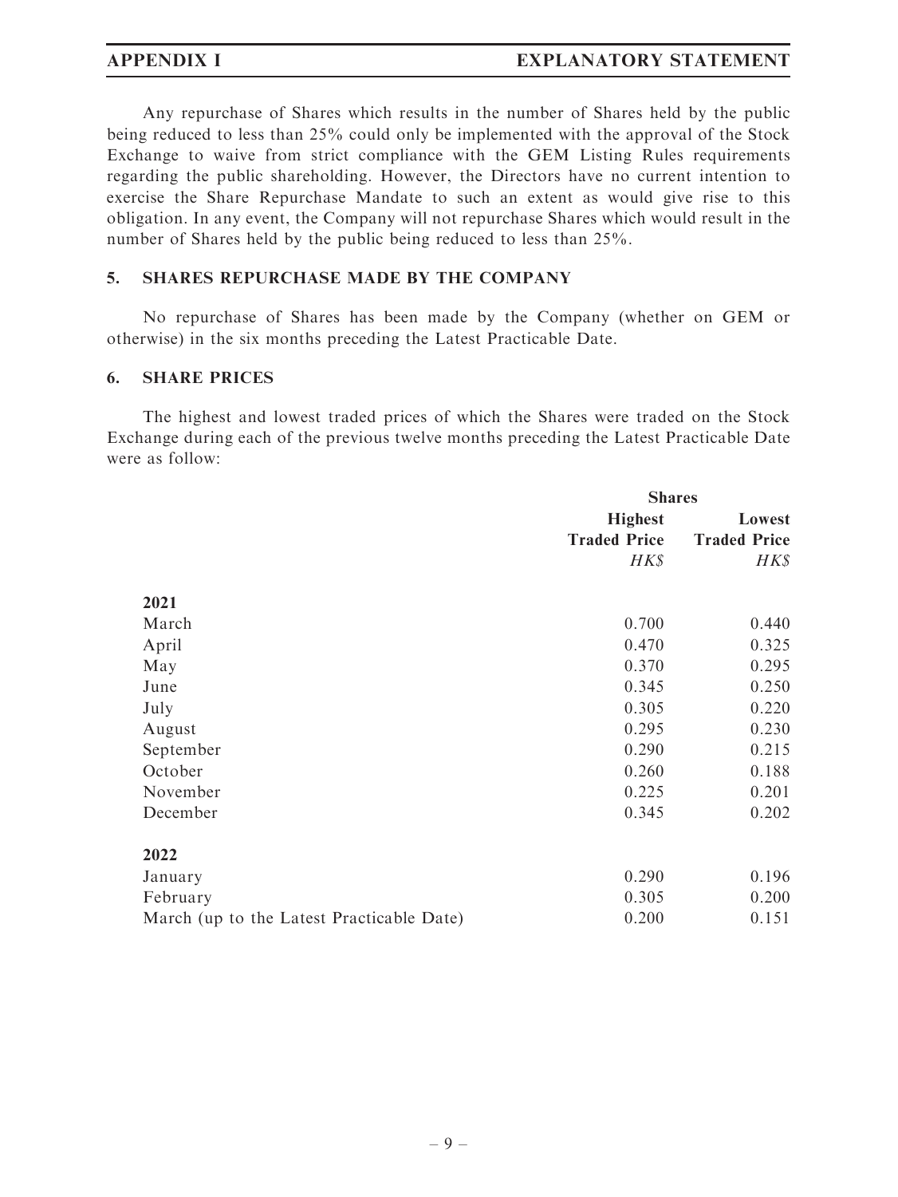Any repurchase of Shares which results in the number of Shares held by the public being reduced to less than 25% could only be implemented with the approval of the Stock Exchange to waive from strict compliance with the GEM Listing Rules requirements regarding the public shareholding. However, the Directors have no current intention to exercise the Share Repurchase Mandate to such an extent as would give rise to this obligation. In any event, the Company will not repurchase Shares which would result in the number of Shares held by the public being reduced to less than 25%.

## 5. SHARES REPURCHASE MADE BY THE COMPANY

No repurchase of Shares has been made by the Company (whether on GEM or otherwise) in the six months preceding the Latest Practicable Date.

## 6. SHARE PRICES

The highest and lowest traded prices of which the Shares were traded on the Stock Exchange during each of the previous twelve months preceding the Latest Practicable Date were as follow:

| | **Shares** | |
|---|---|---|
| | **Highest Traded Price** | **Lowest Traded Price** |
| | *HK$* | *HK$* |
| **2021** | | |
| March | 0.700 | 0.440 |
| April | 0.470 | 0.325 |
| May | 0.370 | 0.295 |
| June | 0.345 | 0.250 |
| July | 0.305 | 0.220 |
| August | 0.295 | 0.230 |
| September | 0.290 | 0.215 |
| October | 0.260 | 0.188 |
| November | 0.225 | 0.201 |
| December | 0.345 | 0.202 |
| **2022** | | |
| January | 0.290 | 0.196 |
| February | 0.305 | 0.200 |
| March (up to the Latest Practicable Date) | 0.200 | 0.151 |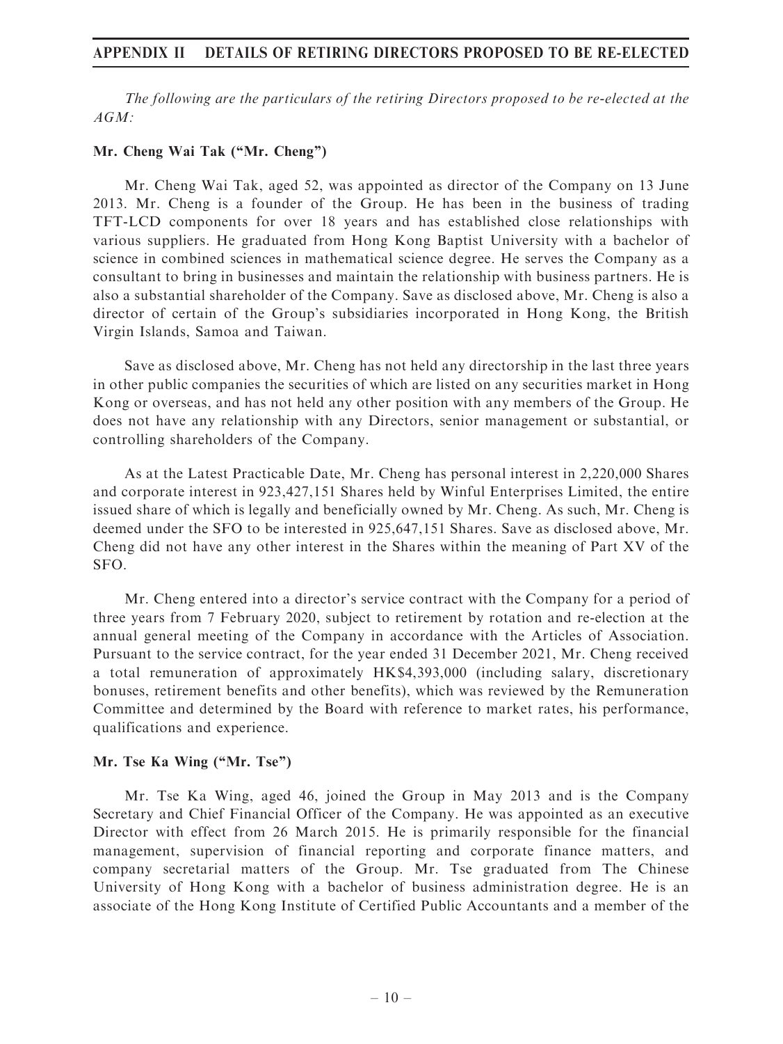# APPENDIX II DETAILS OF RETIRING DIRECTORS PROPOSED TO BE RE-ELECTED

*The following are the particulars of the retiring Directors proposed to be re-elected at the AGM:*

**Mr. Cheng Wai Tak ("Mr. Cheng")**

Mr. Cheng Wai Tak, aged 52, was appointed as director of the Company on 13 June 2013. Mr. Cheng is a founder of the Group. He has been in the business of trading TFT-LCD components for over 18 years and has established close relationships with various suppliers. He graduated from Hong Kong Baptist University with a bachelor of science in combined sciences in mathematical science degree. He serves the Company as a consultant to bring in businesses and maintain the relationship with business partners. He is also a substantial shareholder of the Company. Save as disclosed above, Mr. Cheng is also a director of certain of the Group's subsidiaries incorporated in Hong Kong, the British Virgin Islands, Samoa and Taiwan.

Save as disclosed above, Mr. Cheng has not held any directorship in the last three years in other public companies the securities of which are listed on any securities market in Hong Kong or overseas, and has not held any other position with any members of the Group. He does not have any relationship with any Directors, senior management or substantial, or controlling shareholders of the Company.

As at the Latest Practicable Date, Mr. Cheng has personal interest in 2,220,000 Shares and corporate interest in 923,427,151 Shares held by Winful Enterprises Limited, the entire issued share of which is legally and beneficially owned by Mr. Cheng. As such, Mr. Cheng is deemed under the SFO to be interested in 925,647,151 Shares. Save as disclosed above, Mr. Cheng did not have any other interest in the Shares within the meaning of Part XV of the SFO.

Mr. Cheng entered into a director's service contract with the Company for a period of three years from 7 February 2020, subject to retirement by rotation and re-election at the annual general meeting of the Company in accordance with the Articles of Association. Pursuant to the service contract, for the year ended 31 December 2021, Mr. Cheng received a total remuneration of approximately HK$4,393,000 (including salary, discretionary bonuses, retirement benefits and other benefits), which was reviewed by the Remuneration Committee and determined by the Board with reference to market rates, his performance, qualifications and experience.

**Mr. Tse Ka Wing ("Mr. Tse")**

Mr. Tse Ka Wing, aged 46, joined the Group in May 2013 and is the Company Secretary and Chief Financial Officer of the Company. He was appointed as an executive Director with effect from 26 March 2015. He is primarily responsible for the financial management, supervision of financial reporting and corporate finance matters, and company secretarial matters of the Group. Mr. Tse graduated from The Chinese University of Hong Kong with a bachelor of business administration degree. He is an associate of the Hong Kong Institute of Certified Public Accountants and a member of the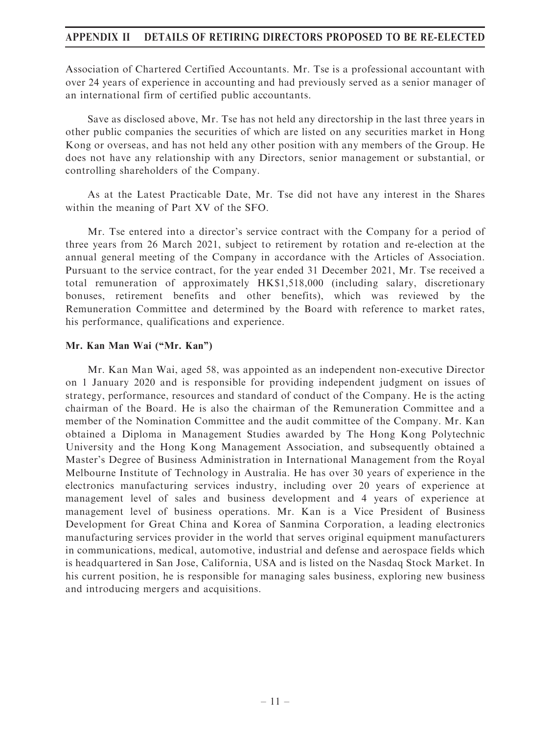Association of Chartered Certified Accountants. Mr. Tse is a professional accountant with over 24 years of experience in accounting and had previously served as a senior manager of an international firm of certified public accountants.

Save as disclosed above, Mr. Tse has not held any directorship in the last three years in other public companies the securities of which are listed on any securities market in Hong Kong or overseas, and has not held any other position with any members of the Group. He does not have any relationship with any Directors, senior management or substantial, or controlling shareholders of the Company.

As at the Latest Practicable Date, Mr. Tse did not have any interest in the Shares within the meaning of Part XV of the SFO.

Mr. Tse entered into a director's service contract with the Company for a period of three years from 26 March 2021, subject to retirement by rotation and re-election at the annual general meeting of the Company in accordance with the Articles of Association. Pursuant to the service contract, for the year ended 31 December 2021, Mr. Tse received a total remuneration of approximately HK$1,518,000 (including salary, discretionary bonuses, retirement benefits and other benefits), which was reviewed by the Remuneration Committee and determined by the Board with reference to market rates, his performance, qualifications and experience.

**Mr. Kan Man Wai ("Mr. Kan")**

Mr. Kan Man Wai, aged 58, was appointed as an independent non-executive Director on 1 January 2020 and is responsible for providing independent judgment on issues of strategy, performance, resources and standard of conduct of the Company. He is the acting chairman of the Board. He is also the chairman of the Remuneration Committee and a member of the Nomination Committee and the audit committee of the Company. Mr. Kan obtained a Diploma in Management Studies awarded by The Hong Kong Polytechnic University and the Hong Kong Management Association, and subsequently obtained a Master's Degree of Business Administration in International Management from the Royal Melbourne Institute of Technology in Australia. He has over 30 years of experience in the electronics manufacturing services industry, including over 20 years of experience at management level of sales and business development and 4 years of experience at management level of business operations. Mr. Kan is a Vice President of Business Development for Great China and Korea of Sanmina Corporation, a leading electronics manufacturing services provider in the world that serves original equipment manufacturers in communications, medical, automotive, industrial and defense and aerospace fields which is headquartered in San Jose, California, USA and is listed on the Nasdaq Stock Market. In his current position, he is responsible for managing sales business, exploring new business and introducing mergers and acquisitions.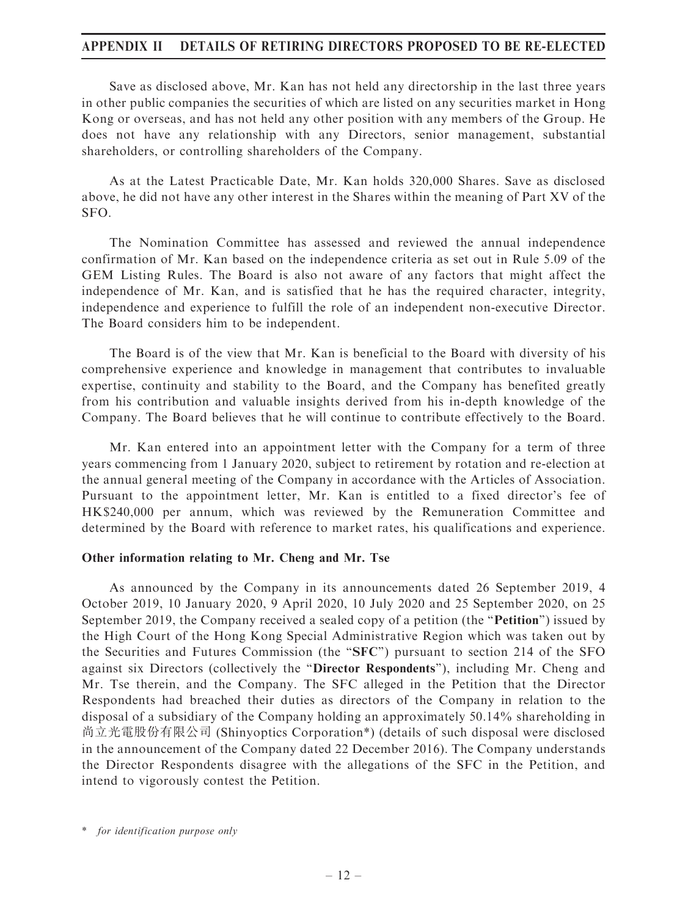Save as disclosed above, Mr. Kan has not held any directorship in the last three years in other public companies the securities of which are listed on any securities market in Hong Kong or overseas, and has not held any other position with any members of the Group. He does not have any relationship with any Directors, senior management, substantial shareholders, or controlling shareholders of the Company.

As at the Latest Practicable Date, Mr. Kan holds 320,000 Shares. Save as disclosed above, he did not have any other interest in the Shares within the meaning of Part XV of the SFO.

The Nomination Committee has assessed and reviewed the annual independence confirmation of Mr. Kan based on the independence criteria as set out in Rule 5.09 of the GEM Listing Rules. The Board is also not aware of any factors that might affect the independence of Mr. Kan, and is satisfied that he has the required character, integrity, independence and experience to fulfill the role of an independent non-executive Director. The Board considers him to be independent.

The Board is of the view that Mr. Kan is beneficial to the Board with diversity of his comprehensive experience and knowledge in management that contributes to invaluable expertise, continuity and stability to the Board, and the Company has benefited greatly from his contribution and valuable insights derived from his in-depth knowledge of the Company. The Board believes that he will continue to contribute effectively to the Board.

Mr. Kan entered into an appointment letter with the Company for a term of three years commencing from 1 January 2020, subject to retirement by rotation and re-election at the annual general meeting of the Company in accordance with the Articles of Association. Pursuant to the appointment letter, Mr. Kan is entitled to a fixed director's fee of HK$240,000 per annum, which was reviewed by the Remuneration Committee and determined by the Board with reference to market rates, his qualifications and experience.

**Other information relating to Mr. Cheng and Mr. Tse**

As announced by the Company in its announcements dated 26 September 2019, 4 October 2019, 10 January 2020, 9 April 2020, 10 July 2020 and 25 September 2020, on 25 September 2019, the Company received a sealed copy of a petition (the "**Petition**") issued by the High Court of the Hong Kong Special Administrative Region which was taken out by the Securities and Futures Commission (the "**SFC**") pursuant to section 214 of the SFO against six Directors (collectively the "**Director Respondents**"), including Mr. Cheng and Mr. Tse therein, and the Company. The SFC alleged in the Petition that the Director Respondents had breached their duties as directors of the Company in relation to the disposal of a subsidiary of the Company holding an approximately 50.14% shareholding in 尚立光電股份有限公司 (Shinyoptics Corporation*) (details of such disposal were disclosed in the announcement of the Company dated 22 December 2016). The Company understands the Director Respondents disagree with the allegations of the SFC in the Petition, and intend to vigorously contest the Petition.

\* *for identification purpose only*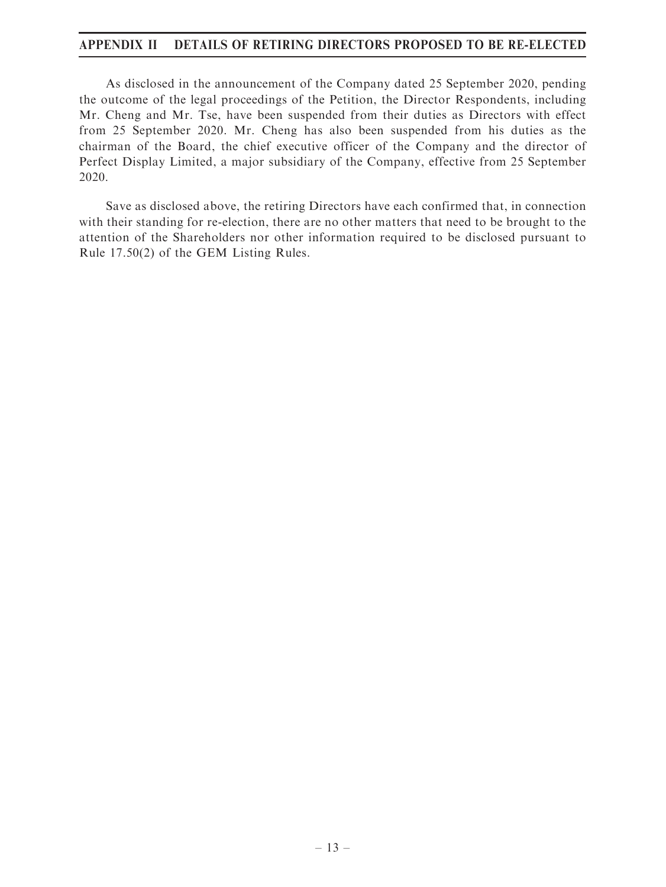As disclosed in the announcement of the Company dated 25 September 2020, pending the outcome of the legal proceedings of the Petition, the Director Respondents, including Mr. Cheng and Mr. Tse, have been suspended from their duties as Directors with effect from 25 September 2020. Mr. Cheng has also been suspended from his duties as the chairman of the Board, the chief executive officer of the Company and the director of Perfect Display Limited, a major subsidiary of the Company, effective from 25 September 2020.

Save as disclosed above, the retiring Directors have each confirmed that, in connection with their standing for re-election, there are no other matters that need to be brought to the attention of the Shareholders nor other information required to be disclosed pursuant to Rule 17.50(2) of the GEM Listing Rules.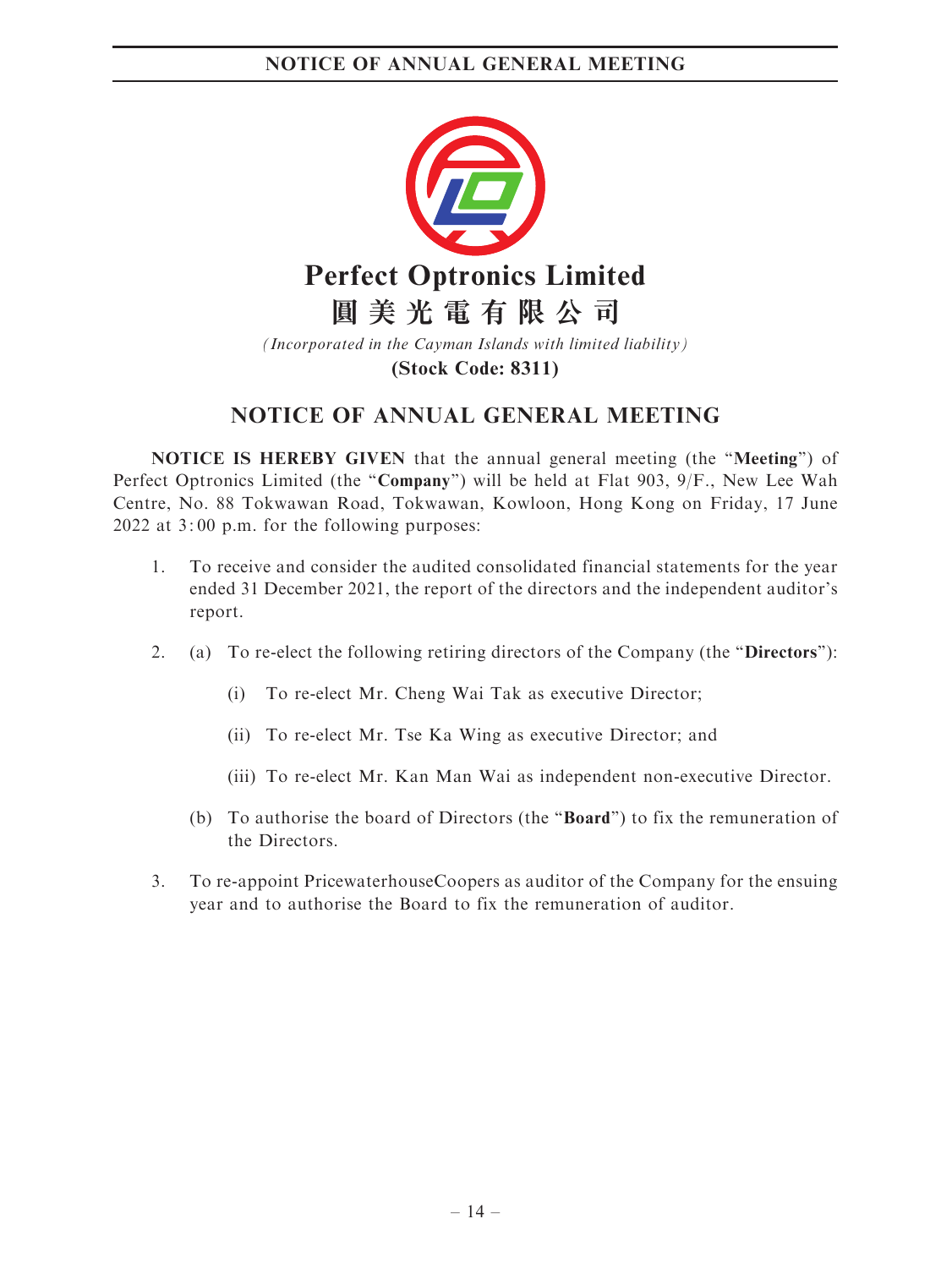# Perfect Optronics Limited

# 圓美光電有限公司

*(Incorporated in the Cayman Islands with limited liability)*

**(Stock Code: 8311)**

## NOTICE OF ANNUAL GENERAL MEETING

**NOTICE IS HEREBY GIVEN** that the annual general meeting (the "**Meeting**") of Perfect Optronics Limited (the "**Company**") will be held at Flat 903, 9/F., New Lee Wah Centre, No. 88 Tokwawan Road, Tokwawan, Kowloon, Hong Kong on Friday, 17 June 2022 at 3:00 p.m. for the following purposes:

1. To receive and consider the audited consolidated financial statements for the year ended 31 December 2021, the report of the directors and the independent auditor's report.

2. (a) To re-elect the following retiring directors of the Company (the "**Directors**"):

   (i) To re-elect Mr. Cheng Wai Tak as executive Director;

   (ii) To re-elect Mr. Tse Ka Wing as executive Director; and

   (iii) To re-elect Mr. Kan Man Wai as independent non-executive Director.

   (b) To authorise the board of Directors (the "**Board**") to fix the remuneration of the Directors.

3. To re-appoint PricewaterhouseCoopers as auditor of the Company for the ensuing year and to authorise the Board to fix the remuneration of auditor.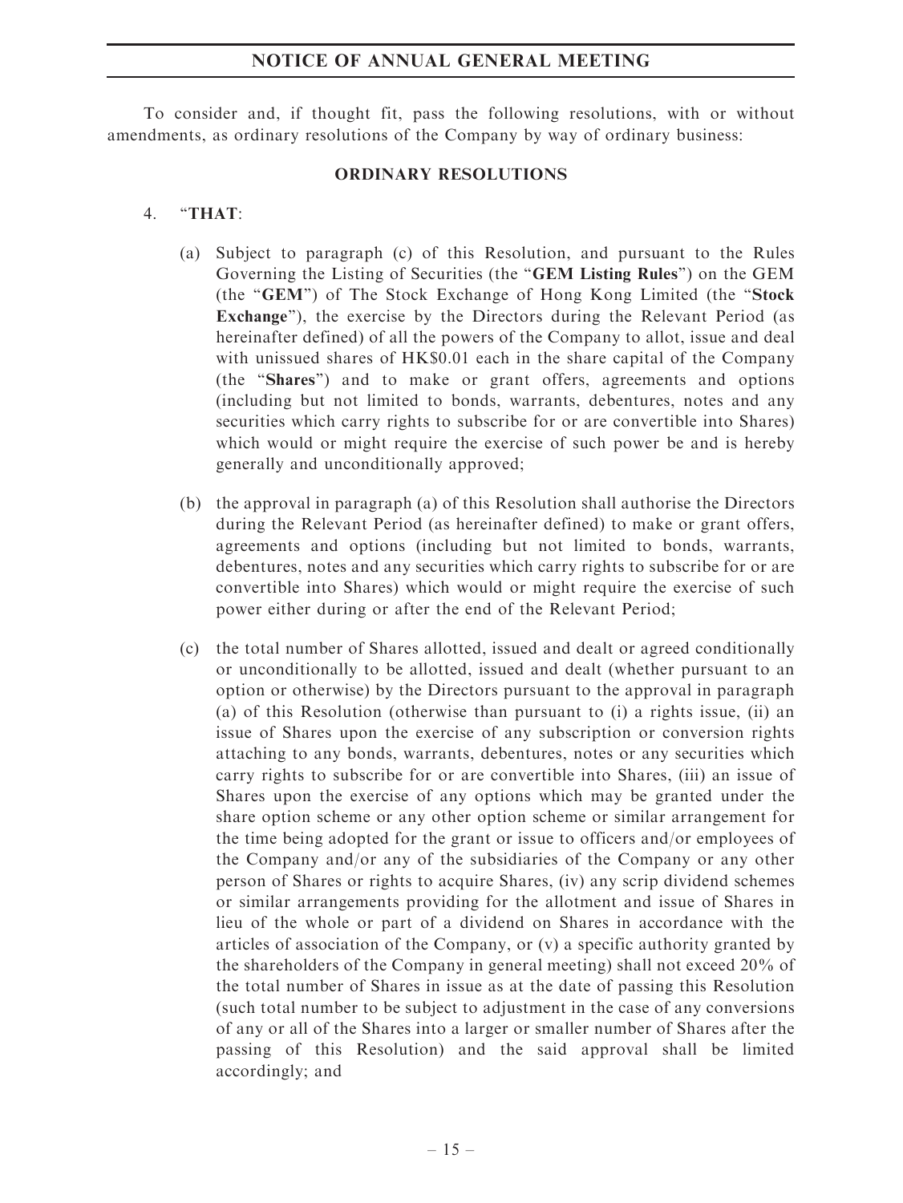To consider and, if thought fit, pass the following resolutions, with or without amendments, as ordinary resolutions of the Company by way of ordinary business:

**ORDINARY RESOLUTIONS**

4. "**THAT**:

   (a) Subject to paragraph (c) of this Resolution, and pursuant to the Rules Governing the Listing of Securities (the "**GEM Listing Rules**") on the GEM (the "**GEM**") of The Stock Exchange of Hong Kong Limited (the "**Stock Exchange**"), the exercise by the Directors during the Relevant Period (as hereinafter defined) of all the powers of the Company to allot, issue and deal with unissued shares of HK$0.01 each in the share capital of the Company (the "**Shares**") and to make or grant offers, agreements and options (including but not limited to bonds, warrants, debentures, notes and any securities which carry rights to subscribe for or are convertible into Shares) which would or might require the exercise of such power be and is hereby generally and unconditionally approved;

   (b) the approval in paragraph (a) of this Resolution shall authorise the Directors during the Relevant Period (as hereinafter defined) to make or grant offers, agreements and options (including but not limited to bonds, warrants, debentures, notes and any securities which carry rights to subscribe for or are convertible into Shares) which would or might require the exercise of such power either during or after the end of the Relevant Period;

   (c) the total number of Shares allotted, issued and dealt or agreed conditionally or unconditionally to be allotted, issued and dealt (whether pursuant to an option or otherwise) by the Directors pursuant to the approval in paragraph (a) of this Resolution (otherwise than pursuant to (i) a rights issue, (ii) an issue of Shares upon the exercise of any subscription or conversion rights attaching to any bonds, warrants, debentures, notes or any securities which carry rights to subscribe for or are convertible into Shares, (iii) an issue of Shares upon the exercise of any options which may be granted under the share option scheme or any other option scheme or similar arrangement for the time being adopted for the grant or issue to officers and/or employees of the Company and/or any of the subsidiaries of the Company or any other person of Shares or rights to acquire Shares, (iv) any scrip dividend schemes or similar arrangements providing for the allotment and issue of Shares in lieu of the whole or part of a dividend on Shares in accordance with the articles of association of the Company, or (v) a specific authority granted by the shareholders of the Company in general meeting) shall not exceed 20% of the total number of Shares in issue as at the date of passing this Resolution (such total number to be subject to adjustment in the case of any conversions of any or all of the Shares into a larger or smaller number of Shares after the passing of this Resolution) and the said approval shall be limited accordingly; and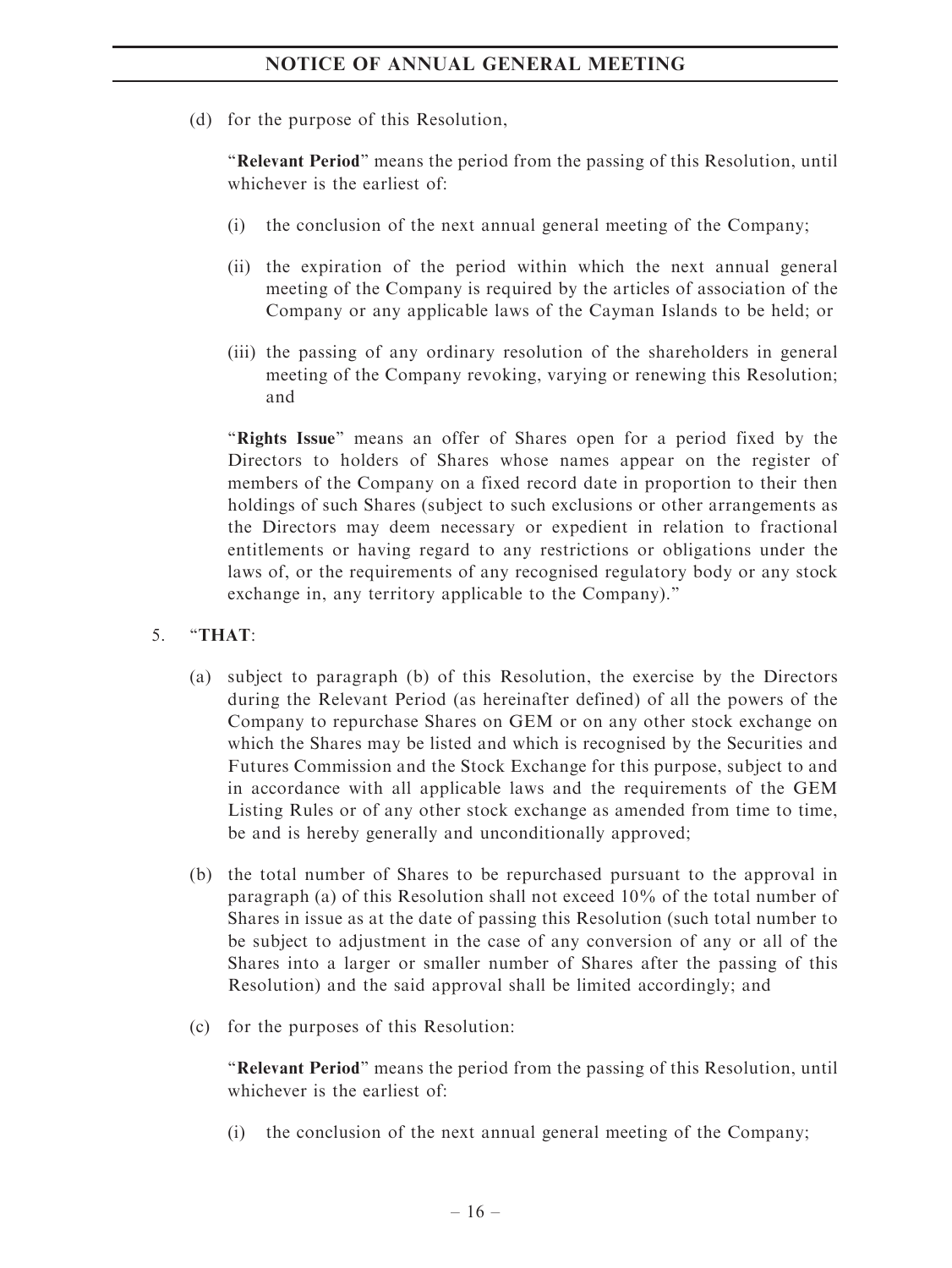(d) for the purpose of this Resolution,

"**Relevant Period**" means the period from the passing of this Resolution, until whichever is the earliest of:

(i) the conclusion of the next annual general meeting of the Company;

(ii) the expiration of the period within which the next annual general meeting of the Company is required by the articles of association of the Company or any applicable laws of the Cayman Islands to be held; or

(iii) the passing of any ordinary resolution of the shareholders in general meeting of the Company revoking, varying or renewing this Resolution; and

"**Rights Issue**" means an offer of Shares open for a period fixed by the Directors to holders of Shares whose names appear on the register of members of the Company on a fixed record date in proportion to their then holdings of such Shares (subject to such exclusions or other arrangements as the Directors may deem necessary or expedient in relation to fractional entitlements or having regard to any restrictions or obligations under the laws of, or the requirements of any recognised regulatory body or any stock exchange in, any territory applicable to the Company)."

5. "**THAT**:

(a) subject to paragraph (b) of this Resolution, the exercise by the Directors during the Relevant Period (as hereinafter defined) of all the powers of the Company to repurchase Shares on GEM or on any other stock exchange on which the Shares may be listed and which is recognised by the Securities and Futures Commission and the Stock Exchange for this purpose, subject to and in accordance with all applicable laws and the requirements of the GEM Listing Rules or of any other stock exchange as amended from time to time, be and is hereby generally and unconditionally approved;

(b) the total number of Shares to be repurchased pursuant to the approval in paragraph (a) of this Resolution shall not exceed 10% of the total number of Shares in issue as at the date of passing this Resolution (such total number to be subject to adjustment in the case of any conversion of any or all of the Shares into a larger or smaller number of Shares after the passing of this Resolution) and the said approval shall be limited accordingly; and

(c) for the purposes of this Resolution:

"**Relevant Period**" means the period from the passing of this Resolution, until whichever is the earliest of:

(i) the conclusion of the next annual general meeting of the Company;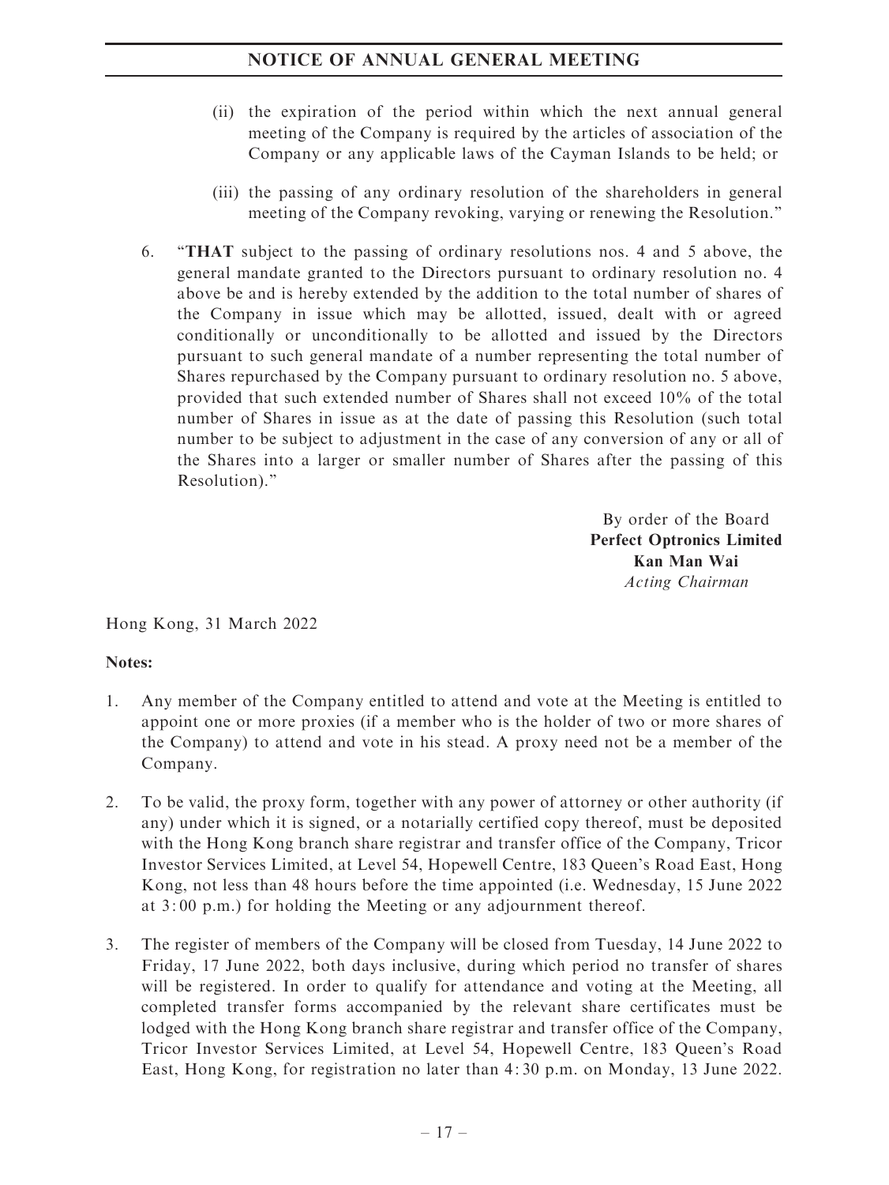(ii) the expiration of the period within which the next annual general meeting of the Company is required by the articles of association of the Company or any applicable laws of the Cayman Islands to be held; or

(iii) the passing of any ordinary resolution of the shareholders in general meeting of the Company revoking, varying or renewing the Resolution."

6. "**THAT** subject to the passing of ordinary resolutions nos. 4 and 5 above, the general mandate granted to the Directors pursuant to ordinary resolution no. 4 above be and is hereby extended by the addition to the total number of shares of the Company in issue which may be allotted, issued, dealt with or agreed conditionally or unconditionally to be allotted and issued by the Directors pursuant to such general mandate of a number representing the total number of Shares repurchased by the Company pursuant to ordinary resolution no. 5 above, provided that such extended number of Shares shall not exceed 10% of the total number of Shares in issue as at the date of passing this Resolution (such total number to be subject to adjustment in the case of any conversion of any or all of the Shares into a larger or smaller number of Shares after the passing of this Resolution)."

By order of the Board
**Perfect Optronics Limited**
**Kan Man Wai**
*Acting Chairman*

Hong Kong, 31 March 2022

**Notes:**

1. Any member of the Company entitled to attend and vote at the Meeting is entitled to appoint one or more proxies (if a member who is the holder of two or more shares of the Company) to attend and vote in his stead. A proxy need not be a member of the Company.

2. To be valid, the proxy form, together with any power of attorney or other authority (if any) under which it is signed, or a notarially certified copy thereof, must be deposited with the Hong Kong branch share registrar and transfer office of the Company, Tricor Investor Services Limited, at Level 54, Hopewell Centre, 183 Queen's Road East, Hong Kong, not less than 48 hours before the time appointed (i.e. Wednesday, 15 June 2022 at 3:00 p.m.) for holding the Meeting or any adjournment thereof.

3. The register of members of the Company will be closed from Tuesday, 14 June 2022 to Friday, 17 June 2022, both days inclusive, during which period no transfer of shares will be registered. In order to qualify for attendance and voting at the Meeting, all completed transfer forms accompanied by the relevant share certificates must be lodged with the Hong Kong branch share registrar and transfer office of the Company, Tricor Investor Services Limited, at Level 54, Hopewell Centre, 183 Queen's Road East, Hong Kong, for registration no later than 4:30 p.m. on Monday, 13 June 2022.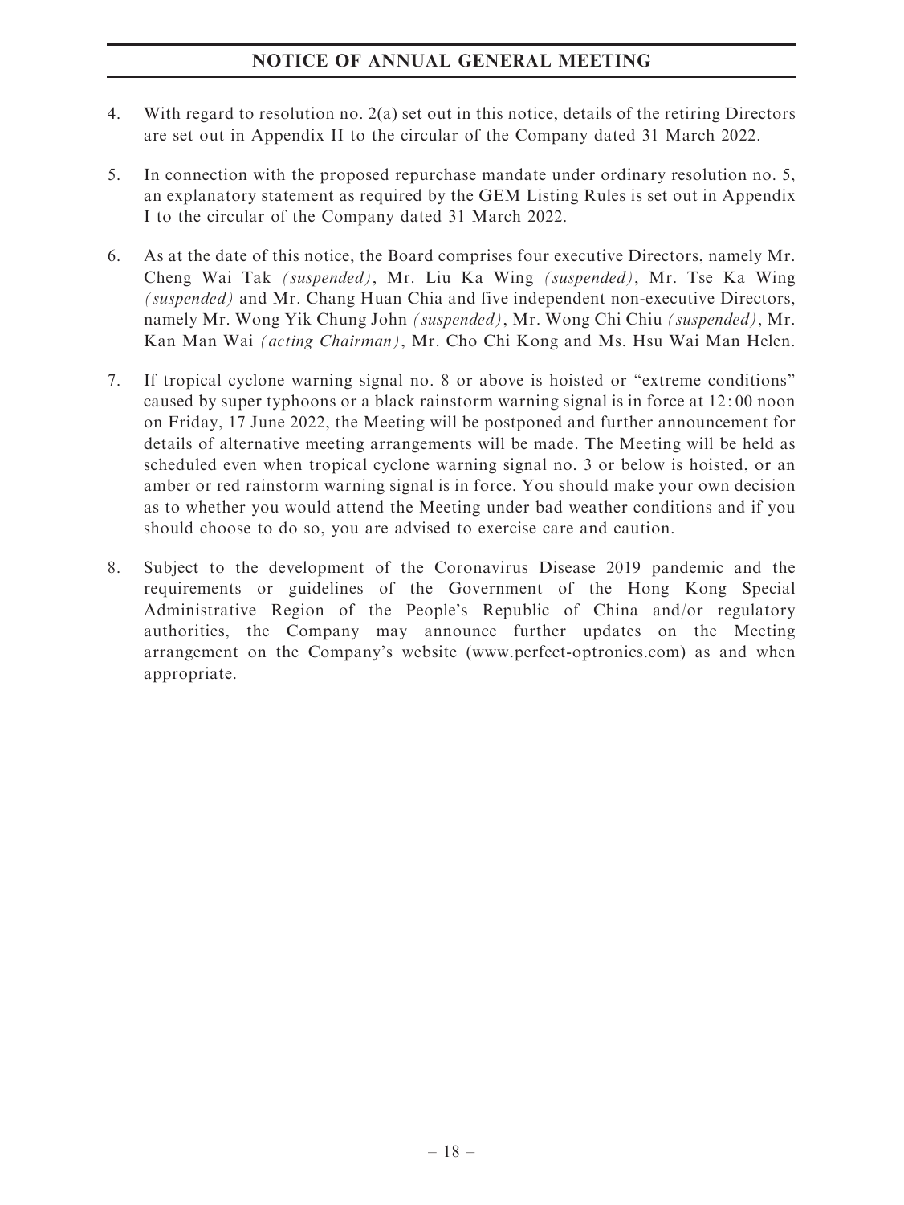4. With regard to resolution no. 2(a) set out in this notice, details of the retiring Directors are set out in Appendix II to the circular of the Company dated 31 March 2022.

5. In connection with the proposed repurchase mandate under ordinary resolution no. 5, an explanatory statement as required by the GEM Listing Rules is set out in Appendix I to the circular of the Company dated 31 March 2022.

6. As at the date of this notice, the Board comprises four executive Directors, namely Mr. Cheng Wai Tak *(suspended)*, Mr. Liu Ka Wing *(suspended)*, Mr. Tse Ka Wing *(suspended)* and Mr. Chang Huan Chia and five independent non-executive Directors, namely Mr. Wong Yik Chung John *(suspended)*, Mr. Wong Chi Chiu *(suspended)*, Mr. Kan Man Wai *(acting Chairman)*, Mr. Cho Chi Kong and Ms. Hsu Wai Man Helen.

7. If tropical cyclone warning signal no. 8 or above is hoisted or "extreme conditions" caused by super typhoons or a black rainstorm warning signal is in force at 12:00 noon on Friday, 17 June 2022, the Meeting will be postponed and further announcement for details of alternative meeting arrangements will be made. The Meeting will be held as scheduled even when tropical cyclone warning signal no. 3 or below is hoisted, or an amber or red rainstorm warning signal is in force. You should make your own decision as to whether you would attend the Meeting under bad weather conditions and if you should choose to do so, you are advised to exercise care and caution.

8. Subject to the development of the Coronavirus Disease 2019 pandemic and the requirements or guidelines of the Government of the Hong Kong Special Administrative Region of the People's Republic of China and/or regulatory authorities, the Company may announce further updates on the Meeting arrangement on the Company's website (www.perfect-optronics.com) as and when appropriate.